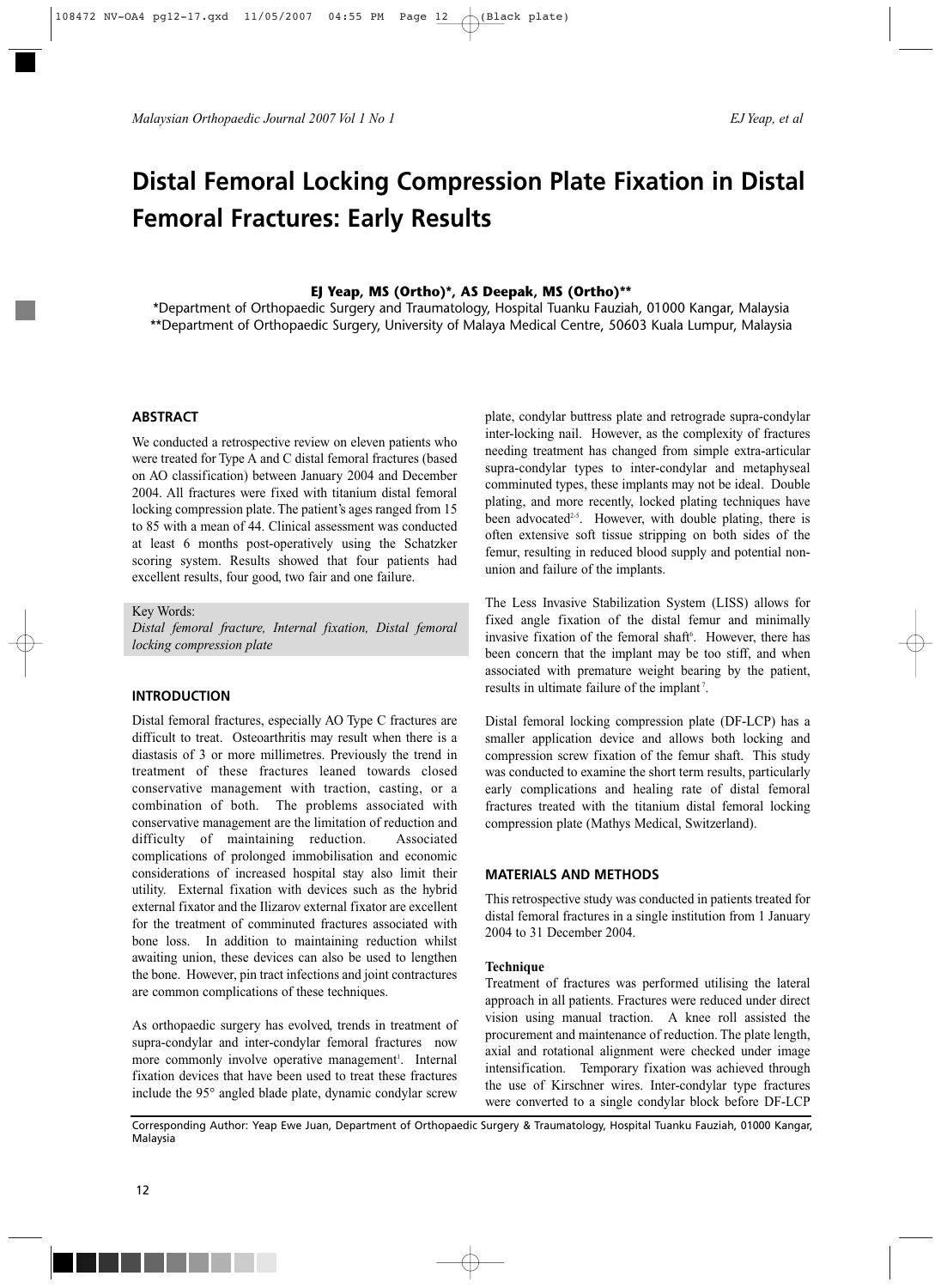# Distal Femoral Locking Compression Plate Fixation in Distal Femoral Fractures: Early Results

**EJ Yeap, MS (Ortho)\*, AS Deepak, MS (Ortho)\*\***

\*Department of Orthopaedic Surgery and Traumatology, Hospital Tuanku Fauziah, 01000 Kangar, Malaysia
\*\*Department of Orthopaedic Surgery, University of Malaya Medical Centre, 50603 Kuala Lumpur, Malaysia

## ABSTRACT

We conducted a retrospective review on eleven patients who were treated for Type A and C distal femoral fractures (based on AO classification) between January 2004 and December 2004. All fractures were fixed with titanium distal femoral locking compression plate. The patient's ages ranged from 15 to 85 with a mean of 44. Clinical assessment was conducted at least 6 months post-operatively using the Schatzker scoring system. Results showed that four patients had excellent results, four good, two fair and one failure.

Key Words:
*Distal femoral fracture, Internal fixation, Distal femoral locking compression plate*

## INTRODUCTION

Distal femoral fractures, especially AO Type C fractures are difficult to treat. Osteoarthritis may result when there is a diastasis of 3 or more millimetres. Previously the trend in treatment of these fractures leaned towards closed conservative management with traction, casting, or a combination of both. The problems associated with conservative management are the limitation of reduction and difficulty of maintaining reduction. Associated complications of prolonged immobilisation and economic considerations of increased hospital stay also limit their utility. External fixation with devices such as the hybrid external fixator and the Ilizarov external fixator are excellent for the treatment of comminuted fractures associated with bone loss. In addition to maintaining reduction whilst awaiting union, these devices can also be used to lengthen the bone. However, pin tract infections and joint contractures are common complications of these techniques.

As orthopaedic surgery has evolved, trends in treatment of supra-condylar and inter-condylar femoral fractures now more commonly involve operative management[1]. Internal fixation devices that have been used to treat these fractures include the 95° angled blade plate, dynamic condylar screw plate, condylar buttress plate and retrograde supra-condylar inter-locking nail. However, as the complexity of fractures needing treatment has changed from simple extra-articular supra-condylar types to inter-condylar and metaphyseal comminuted types, these implants may not be ideal. Double plating, and more recently, locked plating techniques have been advocated[2-5]. However, with double plating, there is often extensive soft tissue stripping on both sides of the femur, resulting in reduced blood supply and potential non-union and failure of the implants.

The Less Invasive Stabilization System (LISS) allows for fixed angle fixation of the distal femur and minimally invasive fixation of the femoral shaft[6]. However, there has been concern that the implant may be too stiff, and when associated with premature weight bearing by the patient, results in ultimate failure of the implant[7].

Distal femoral locking compression plate (DF-LCP) has a smaller application device and allows both locking and compression screw fixation of the femur shaft. This study was conducted to examine the short term results, particularly early complications and healing rate of distal femoral fractures treated with the titanium distal femoral locking compression plate (Mathys Medical, Switzerland).

## MATERIALS AND METHODS

This retrospective study was conducted in patients treated for distal femoral fractures in a single institution from 1 January 2004 to 31 December 2004.

### Technique

Treatment of fractures was performed utilising the lateral approach in all patients. Fractures were reduced under direct vision using manual traction. A knee roll assisted the procurement and maintenance of reduction. The plate length, axial and rotational alignment were checked under image intensification. Temporary fixation was achieved through the use of Kirschner wires. Inter-condylar type fractures were converted to a single condylar block before DF-LCP

Corresponding Author: Yeap Ewe Juan, Department of Orthopaedic Surgery & Traumatology, Hospital Tuanku Fauziah, 01000 Kangar, Malaysia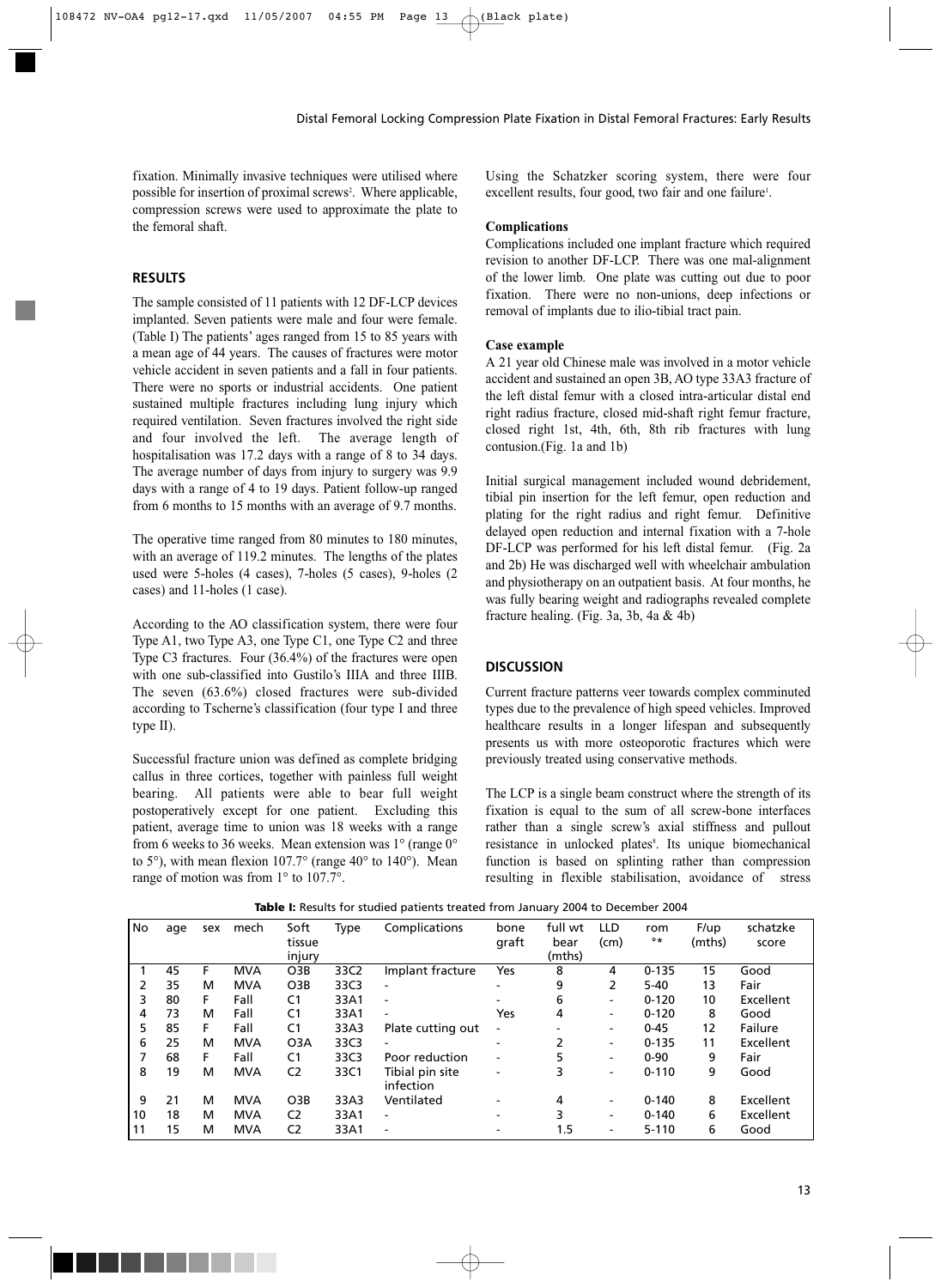fixation. Minimally invasive techniques were utilised where possible for insertion of proximal screws[2]. Where applicable, compression screws were used to approximate the plate to the femoral shaft.

## RESULTS

The sample consisted of 11 patients with 12 DF-LCP devices implanted. Seven patients were male and four were female. (Table I) The patients' ages ranged from 15 to 85 years with a mean age of 44 years. The causes of fractures were motor vehicle accident in seven patients and a fall in four patients. There were no sports or industrial accidents. One patient sustained multiple fractures including lung injury which required ventilation. Seven fractures involved the right side and four involved the left. The average length of hospitalisation was 17.2 days with a range of 8 to 34 days. The average number of days from injury to surgery was 9.9 days with a range of 4 to 19 days. Patient follow-up ranged from 6 months to 15 months with an average of 9.7 months.

The operative time ranged from 80 minutes to 180 minutes, with an average of 119.2 minutes. The lengths of the plates used were 5-holes (4 cases), 7-holes (5 cases), 9-holes (2 cases) and 11-holes (1 case).

According to the AO classification system, there were four Type A1, two Type A3, one Type C1, one Type C2 and three Type C3 fractures. Four (36.4%) of the fractures were open with one sub-classified into Gustilo's IIIA and three IIIB. The seven (63.6%) closed fractures were sub-divided according to Tscherne's classification (four type I and three type II).

Successful fracture union was defined as complete bridging callus in three cortices, together with painless full weight bearing. All patients were able to bear full weight postoperatively except for one patient. Excluding this patient, average time to union was 18 weeks with a range from 6 weeks to 36 weeks. Mean extension was 1° (range 0° to 5°), with mean flexion 107.7° (range 40° to 140°). Mean range of motion was from 1° to 107.7°.

Using the Schatzker scoring system, there were four excellent results, four good, two fair and one failure[1].

**Complications**

Complications included one implant fracture which required revision to another DF-LCP. There was one mal-alignment of the lower limb. One plate was cutting out due to poor fixation. There were no non-unions, deep infections or removal of implants due to ilio-tibial tract pain.

**Case example**

A 21 year old Chinese male was involved in a motor vehicle accident and sustained an open 3B, AO type 33A3 fracture of the left distal femur with a closed intra-articular distal end right radius fracture, closed mid-shaft right femur fracture, closed right 1st, 4th, 6th, 8th rib fractures with lung contusion.(Fig. 1a and 1b)

Initial surgical management included wound debridement, tibial pin insertion for the left femur, open reduction and plating for the right radius and right femur. Definitive delayed open reduction and internal fixation with a 7-hole DF-LCP was performed for his left distal femur. (Fig. 2a and 2b) He was discharged well with wheelchair ambulation and physiotherapy on an outpatient basis. At four months, he was fully bearing weight and radiographs revealed complete fracture healing. (Fig. 3a, 3b, 4a & 4b)

## DISCUSSION

Current fracture patterns veer towards complex comminuted types due to the prevalence of high speed vehicles. Improved healthcare results in a longer lifespan and subsequently presents us with more osteoporotic fractures which were previously treated using conservative methods.

The LCP is a single beam construct where the strength of its fixation is equal to the sum of all screw-bone interfaces rather than a single screw's axial stiffness and pullout resistance in unlocked plates[8]. Its unique biomechanical function is based on splinting rather than compression resulting in flexible stabilisation, avoidance of stress

**Table I:** Results for studied patients treated from January 2004 to December 2004

| No | age | sex | mech | Soft tissue injury | Type | Complications | bone graft | full wt bear (mths) | LLD (cm) | rom °* | F/up (mths) | schatzke score |
|---|---|---|---|---|---|---|---|---|---|---|---|---|
| 1 | 45 | F | MVA | O3B | 33C2 | Implant fracture | Yes | 8 | 4 | 0-135 | 15 | Good |
| 2 | 35 | M | MVA | O3B | 33C3 | - | - | 9 | 2 | 5-40 | 13 | Fair |
| 3 | 80 | F | Fall | C1 | 33A1 | - | - | 6 | - | 0-120 | 10 | Excellent |
| 4 | 73 | M | Fall | C1 | 33A1 | - | Yes | 4 | - | 0-120 | 8 | Good |
| 5 | 85 | F | Fall | C1 | 33A3 | Plate cutting out | - | - | - | 0-45 | 12 | Failure |
| 6 | 25 | M | MVA | O3A | 33C3 | - | - | 2 | - | 0-135 | 11 | Excellent |
| 7 | 68 | F | Fall | C1 | 33C3 | Poor reduction | - | 5 | - | 0-90 | 9 | Fair |
| 8 | 19 | M | MVA | C2 | 33C1 | Tibial pin site infection | - | 3 | - | 0-110 | 9 | Good |
| 9 | 21 | M | MVA | O3B | 33A3 | Ventilated | - | 4 | - | 0-140 | 8 | Excellent |
| 10 | 18 | M | MVA | C2 | 33A1 | - | - | 3 | - | 0-140 | 6 | Excellent |
| 11 | 15 | M | MVA | C2 | 33A1 | - | - | 1.5 | - | 5-110 | 6 | Good |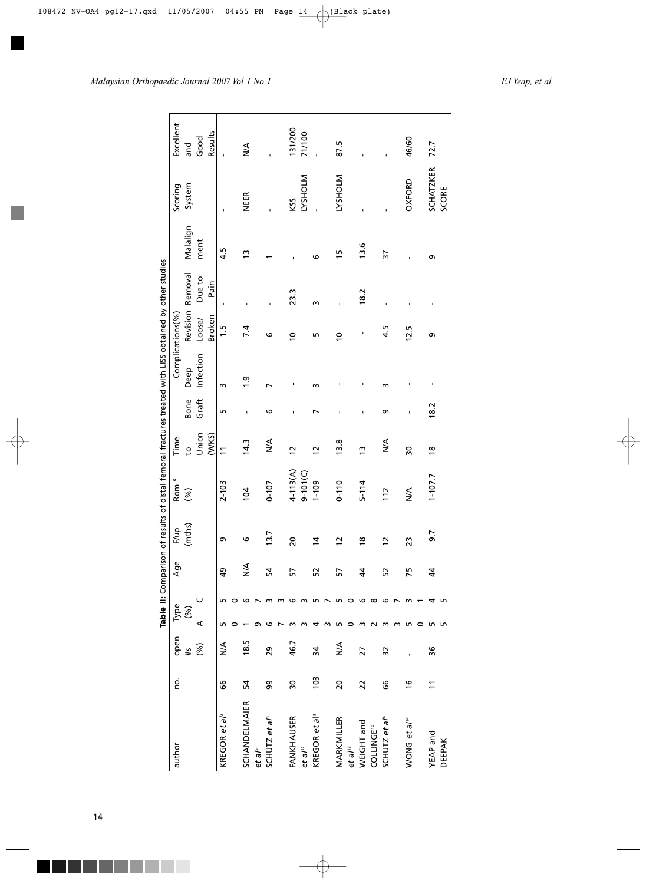**Table II:** Comparison of results of distal femoral fractures treated with LISS obtained by other studies

| author | no. | open #s (%) | Type (%) A | Type (%) C | Age | F/up (mths) | Rom ° (%) | Time to Union (WKS) | Bone Graft | Deep Infection | Revision Loose/ Broken | Removal Due to Pain | Malalignment | Scoring System | Excellent and Good Results |
|---|---|---|---|---|---|---|---|---|---|---|---|---|---|---|---|
| KREGOR *et al*[2] | 66 | N/A | 50 | 50 | 49 | 9 | 2-103 | 11 | 5 | 3 | 1.5 | - | 4.5 | - | - |
| SCHANDELMAIER *et al*[5] | 54 | 18.5 | 19 | 67 | N/A | 6 | 104 | 14.3 | - | 1.9 | 7.4 | - | 13 | NEER | N/A |
| SCHUTZ *et al*[3] | 99 | 29 | 67 | 33 | 54 | 13.7 | 0-107 | N/A | 6 | 7 | 6 | - | 1 | - | - |
| FANKHAUSER *et al*[12] | 30 | 46.7 | 33 | 63 | 57 | 20 | 4-113(A) 9-101(C) | 12 | - | - | 10 | 23.3 | - | KSS LYSHOLM | 131/200 71/100 |
| KREGOR *et al*[9] | 103 | 34 | 43 | 57 | 52 | 14 | 1-109 | 12 | 7 | 3 | 5 | 3 | 6 | - | - |
| MARKMILLER *et al*[13] | 20 | N/A | 50 | 50 | 57 | 12 | 0-110 | 13.8 | - | - | 10 | - | 15 | LYSHOLM | 87.5 |
| WEIGHT and COLLINGE[10] | 22 | 27 | 32 | 68 | 44 | 18 | 5-114 | 13 | - | - | - | 18.2 | 13.6 | - | - |
| SCHUTZ *et al*[4] | 66 | 32 | 33 | 67 | 52 | 12 | 112 | N/A | 9 | 3 | 4.5 | - | 37 | - | - |
| WONG *et al*[14] | 16 | - | 50 | 31 | 75 | 23 | N/A | 30 | - | - | 12.5 | - | - | OXFORD | 46/60 |
| YEAP and DEEPAK | 11 | 36 | 55 | 45 | 44 | 9.7 | 1-107.7 | 18 | 18.2 | - | 9 | - | 9 | SCHATZKER SCORE | 72.7 |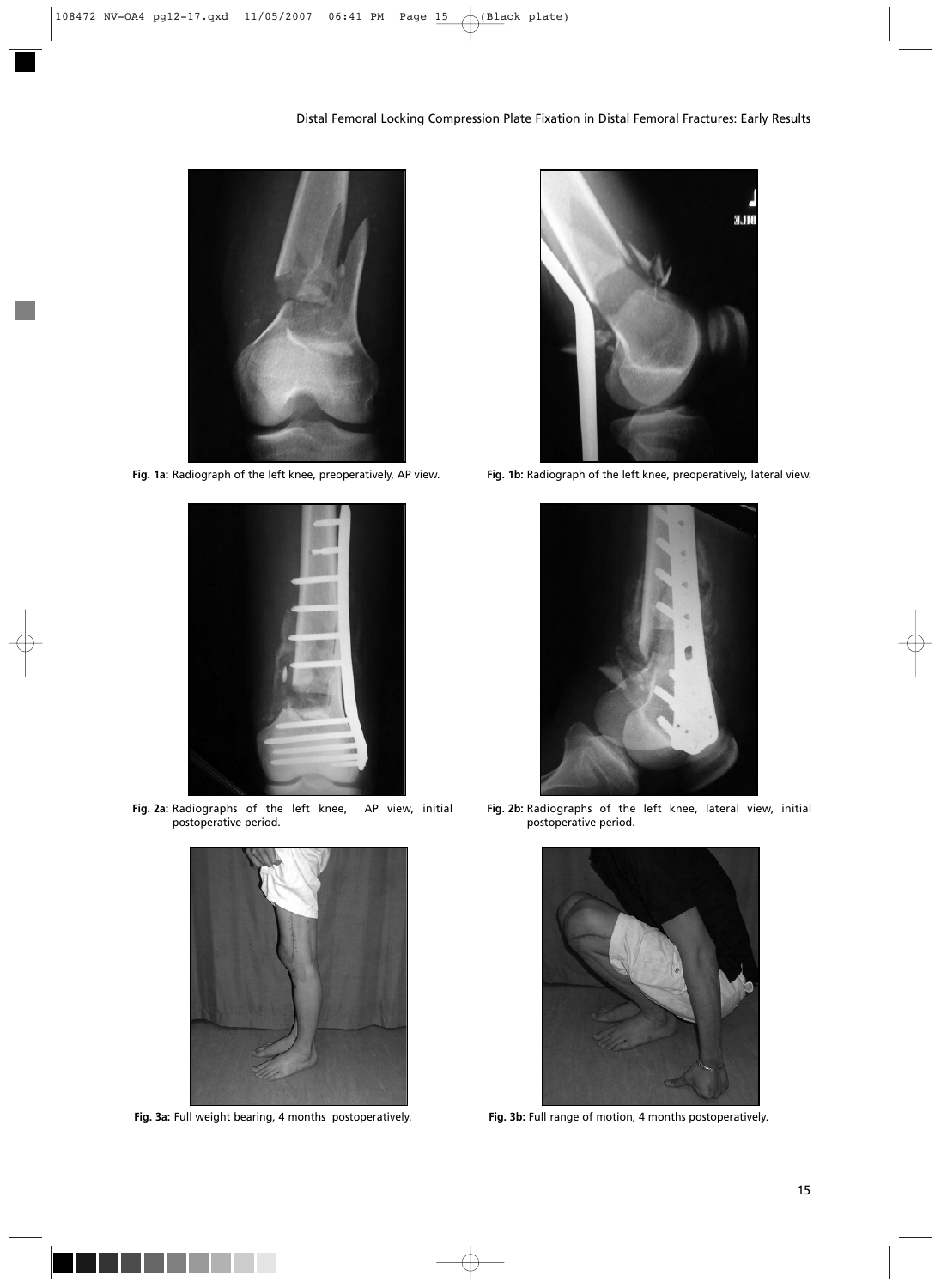Fig. 1a: Radiograph of the left knee, preoperatively, AP view.

Fig. 1b: Radiograph of the left knee, preoperatively, lateral view.

Fig. 2a: Radiographs of the left knee, AP view, initial postoperative period.

Fig. 2b: Radiographs of the left knee, lateral view, initial postoperative period.

Fig. 3a: Full weight bearing, 4 months postoperatively.

Fig. 3b: Full range of motion, 4 months postoperatively.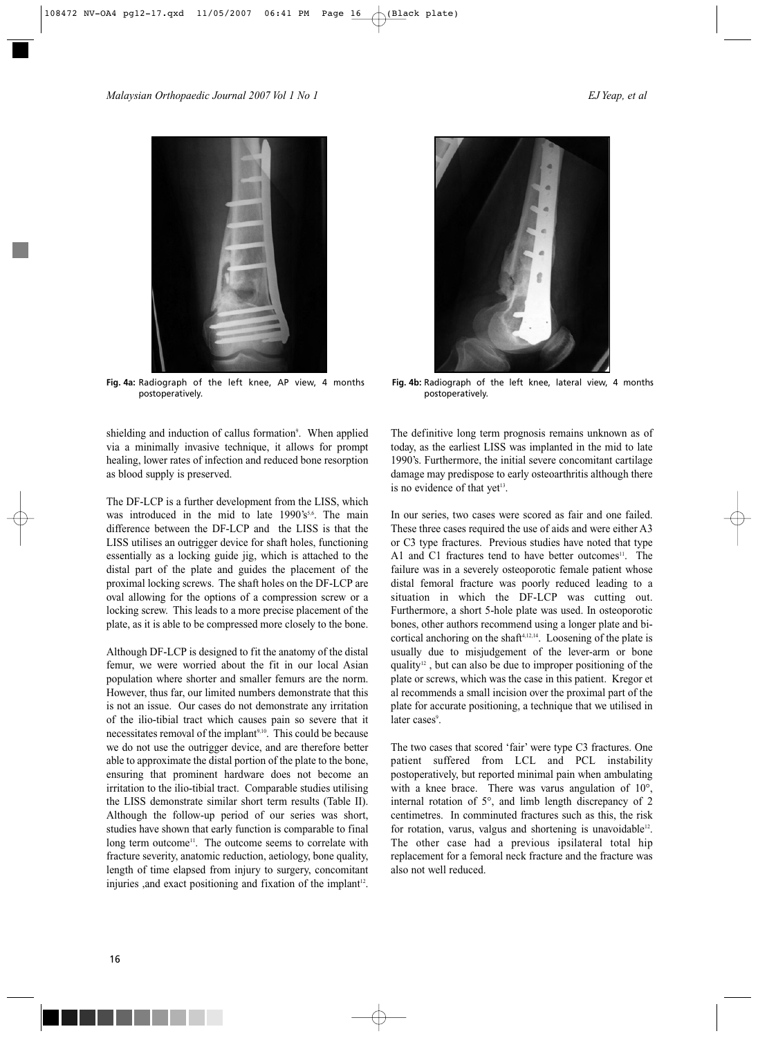Fig. 4a: Radiograph of the left knee, AP view, 4 months postoperatively.

Fig. 4b: Radiograph of the left knee, lateral view, 4 months postoperatively.

shielding and induction of callus formation[9]. When applied via a minimally invasive technique, it allows for prompt healing, lower rates of infection and reduced bone resorption as blood supply is preserved.

The DF-LCP is a further development from the LISS, which was introduced in the mid to late 1990's[5,6]. The main difference between the DF-LCP and the LISS is that the LISS utilises an outrigger device for shaft holes, functioning essentially as a locking guide jig, which is attached to the distal part of the plate and guides the placement of the proximal locking screws. The shaft holes on the DF-LCP are oval allowing for the options of a compression screw or a locking screw. This leads to a more precise placement of the plate, as it is able to be compressed more closely to the bone.

Although DF-LCP is designed to fit the anatomy of the distal femur, we were worried about the fit in our local Asian population where shorter and smaller femurs are the norm. However, thus far, our limited numbers demonstrate that this is not an issue. Our cases do not demonstrate any irritation of the ilio-tibial tract which causes pain so severe that it necessitates removal of the implant[9,10]. This could be because we do not use the outrigger device, and are therefore better able to approximate the distal portion of the plate to the bone, ensuring that prominent hardware does not become an irritation to the ilio-tibial tract. Comparable studies utilising the LISS demonstrate similar short term results (Table II). Although the follow-up period of our series was short, studies have shown that early function is comparable to final long term outcome[11]. The outcome seems to correlate with fracture severity, anatomic reduction, aetiology, bone quality, length of time elapsed from injury to surgery, concomitant injuries ,and exact positioning and fixation of the implant[12].

The definitive long term prognosis remains unknown as of today, as the earliest LISS was implanted in the mid to late 1990's. Furthermore, the initial severe concomitant cartilage damage may predispose to early osteoarthritis although there is no evidence of that yet[13].

In our series, two cases were scored as fair and one failed. These three cases required the use of aids and were either A3 or C3 type fractures. Previous studies have noted that type A1 and C1 fractures tend to have better outcomes[11]. The failure was in a severely osteoporotic female patient whose distal femoral fracture was poorly reduced leading to a situation in which the DF-LCP was cutting out. Furthermore, a short 5-hole plate was used. In osteoporotic bones, other authors recommend using a longer plate and bi-cortical anchoring on the shaft[4,12,14]. Loosening of the plate is usually due to misjudgement of the lever-arm or bone quality[12] , but can also be due to improper positioning of the plate or screws, which was the case in this patient. Kregor et al recommends a small incision over the proximal part of the plate for accurate positioning, a technique that we utilised in later cases[9].

The two cases that scored 'fair' were type C3 fractures. One patient suffered from LCL and PCL instability postoperatively, but reported minimal pain when ambulating with a knee brace. There was varus angulation of 10°, internal rotation of 5°, and limb length discrepancy of 2 centimetres. In comminuted fractures such as this, the risk for rotation, varus, valgus and shortening is unavoidable[12]. The other case had a previous ipsilateral total hip replacement for a femoral neck fracture and the fracture was also not well reduced.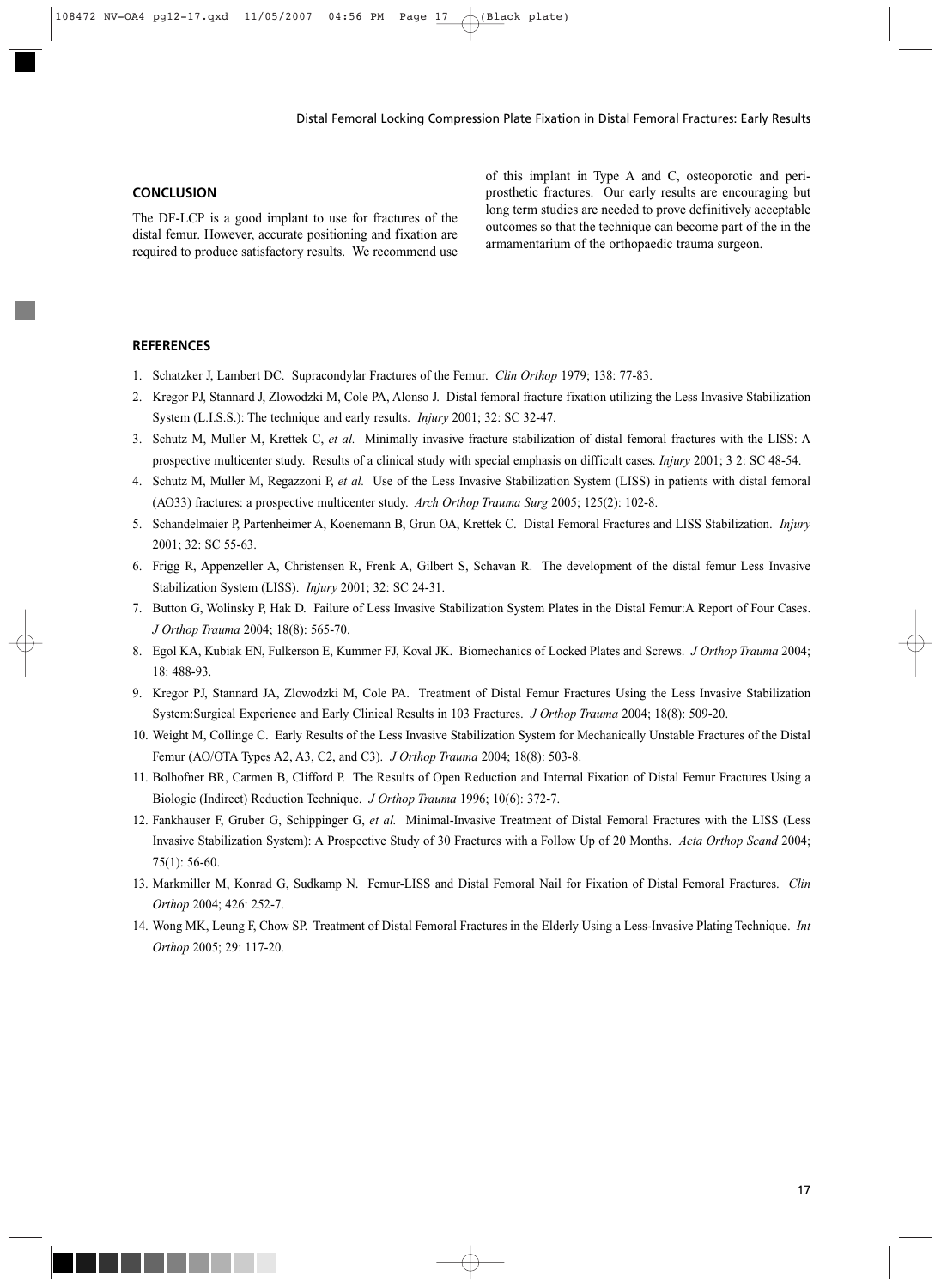## CONCLUSION

The DF-LCP is a good implant to use for fractures of the distal femur. However, accurate positioning and fixation are required to produce satisfactory results. We recommend use of this implant in Type A and C, osteoporotic and periprosthetic fractures. Our early results are encouraging but long term studies are needed to prove definitively acceptable outcomes so that the technique can become part of the in the armamentarium of the orthopaedic trauma surgeon.

## REFERENCES

1. Schatzker J, Lambert DC. Supracondylar Fractures of the Femur. *Clin Orthop* 1979; 138: 77-83.
2. Kregor PJ, Stannard J, Zlowodzki M, Cole PA, Alonso J. Distal femoral fracture fixation utilizing the Less Invasive Stabilization System (L.I.S.S.): The technique and early results. *Injury* 2001; 32: SC 32-47.
3. Schutz M, Muller M, Krettek C, *et al.* Minimally invasive fracture stabilization of distal femoral fractures with the LISS: A prospective multicenter study. Results of a clinical study with special emphasis on difficult cases. *Injury* 2001; 3 2: SC 48-54.
4. Schutz M, Muller M, Regazzoni P, *et al.* Use of the Less Invasive Stabilization System (LISS) in patients with distal femoral (AO33) fractures: a prospective multicenter study. *Arch Orthop Trauma Surg* 2005; 125(2): 102-8.
5. Schandelmaier P, Partenheimer A, Koenemann B, Grun OA, Krettek C. Distal Femoral Fractures and LISS Stabilization. *Injury* 2001; 32: SC 55-63.
6. Frigg R, Appenzeller A, Christensen R, Frenk A, Gilbert S, Schavan R. The development of the distal femur Less Invasive Stabilization System (LISS). *Injury* 2001; 32: SC 24-31.
7. Button G, Wolinsky P, Hak D. Failure of Less Invasive Stabilization System Plates in the Distal Femur:A Report of Four Cases. *J Orthop Trauma* 2004; 18(8): 565-70.
8. Egol KA, Kubiak EN, Fulkerson E, Kummer FJ, Koval JK. Biomechanics of Locked Plates and Screws. *J Orthop Trauma* 2004; 18: 488-93.
9. Kregor PJ, Stannard JA, Zlowodzki M, Cole PA. Treatment of Distal Femur Fractures Using the Less Invasive Stabilization System:Surgical Experience and Early Clinical Results in 103 Fractures. *J Orthop Trauma* 2004; 18(8): 509-20.
10. Weight M, Collinge C. Early Results of the Less Invasive Stabilization System for Mechanically Unstable Fractures of the Distal Femur (AO/OTA Types A2, A3, C2, and C3). *J Orthop Trauma* 2004; 18(8): 503-8.
11. Bolhofner BR, Carmen B, Clifford P. The Results of Open Reduction and Internal Fixation of Distal Femur Fractures Using a Biologic (Indirect) Reduction Technique. *J Orthop Trauma* 1996; 10(6): 372-7.
12. Fankhauser F, Gruber G, Schippinger G, *et al.* Minimal-Invasive Treatment of Distal Femoral Fractures with the LISS (Less Invasive Stabilization System): A Prospective Study of 30 Fractures with a Follow Up of 20 Months. *Acta Orthop Scand* 2004; 75(1): 56-60.
13. Markmiller M, Konrad G, Sudkamp N. Femur-LISS and Distal Femoral Nail for Fixation of Distal Femoral Fractures. *Clin Orthop* 2004; 426: 252-7.
14. Wong MK, Leung F, Chow SP. Treatment of Distal Femoral Fractures in the Elderly Using a Less-Invasive Plating Technique. *Int Orthop* 2005; 29: 117-20.